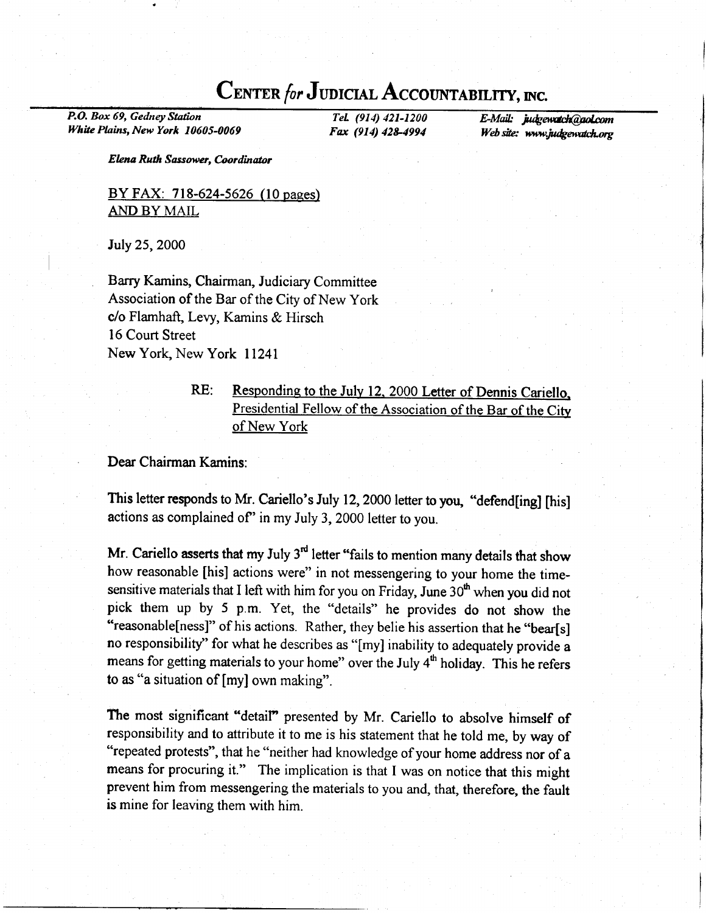# CENTER *for* JUDICIAL ACCOUNTABILITY, INC.

*P.O. Box 69, Gedney Station*
*White Plains, New York 10605-0069*

*Tel. (914) 421-1200*
*Fax (914) 428-4994*

*E-Mail: judgewatch@aol.com*
*Web site: www.judgewatch.org*

***Elena Ruth Sassower, Coordinator***

BY FAX: 718-624-5626 (10 pages)
AND BY MAIL

July 25, 2000

Barry Kamins, Chairman, Judiciary Committee
Association of the Bar of the City of New York
c/o Flamhaft, Levy, Kamins & Hirsch
16 Court Street
New York, New York 11241

RE: Responding to the July 12, 2000 Letter of Dennis Cariello, Presidential Fellow of the Association of the Bar of the City of New York

Dear Chairman Kamins:

This letter responds to Mr. Cariello's July 12, 2000 letter to you, "defend[ing] [his] actions as complained of" in my July 3, 2000 letter to you.

Mr. Cariello asserts that my July 3rd letter "fails to mention many details that show how reasonable [his] actions were" in not messengering to your home the time-sensitive materials that I left with him for you on Friday, June 30th when you did not pick them up by 5 p.m. Yet, the "details" he provides do not show the "reasonable[ness]" of his actions. Rather, they belie his assertion that he "bear[s] no responsibility" for what he describes as "[my] inability to adequately provide a means for getting materials to your home" over the July 4th holiday. This he refers to as "a situation of [my] own making".

The most significant "detail" presented by Mr. Cariello to absolve himself of responsibility and to attribute it to me is his statement that he told me, by way of "repeated protests", that he "neither had knowledge of your home address nor of a means for procuring it." The implication is that I was on notice that this might prevent him from messengering the materials to you and, that, therefore, the fault is mine for leaving them with him.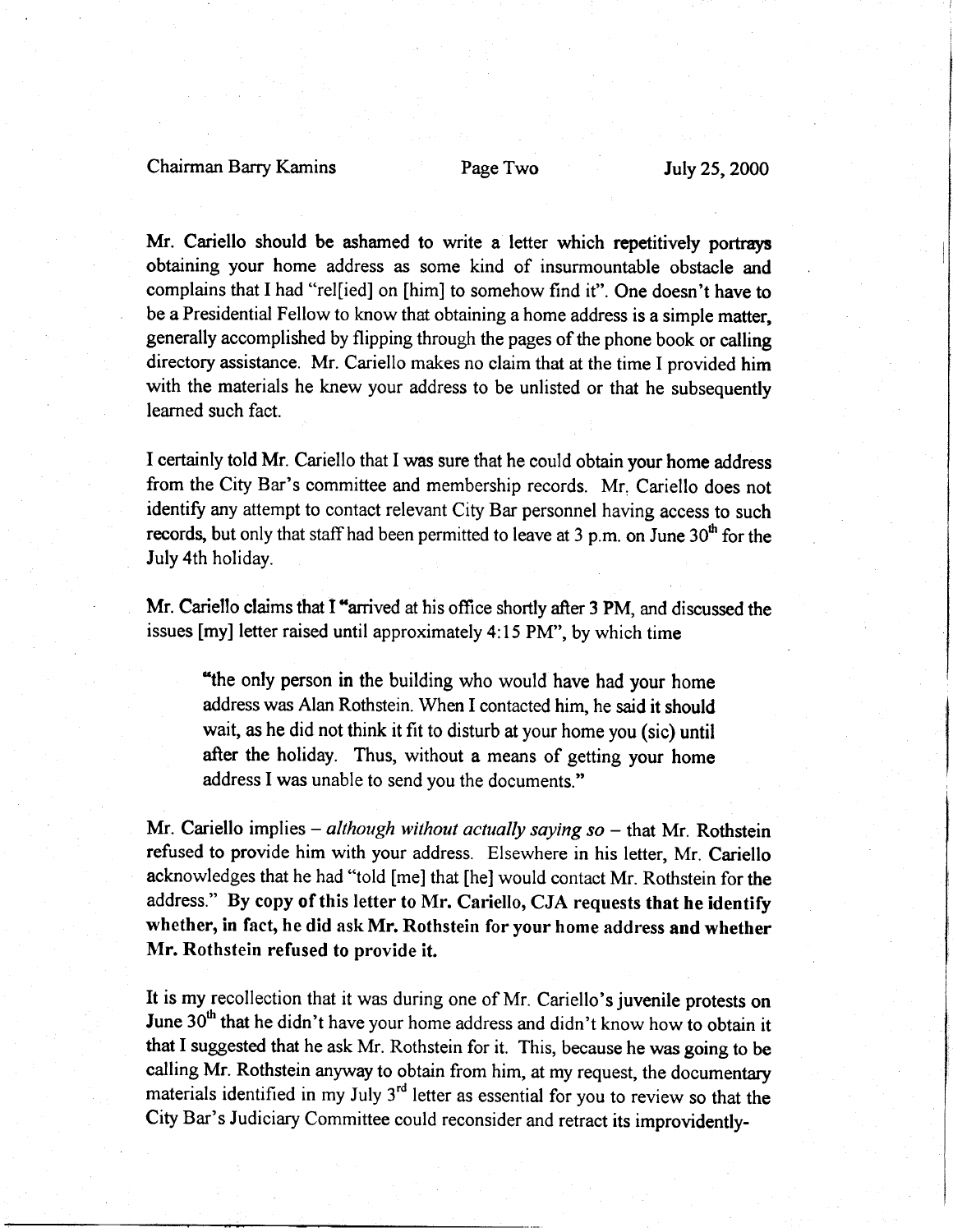Mr. Cariello should be ashamed to write a letter which repetitively portrays obtaining your home address as some kind of insurmountable obstacle and complains that I had "rel[ied] on [him] to somehow find it". One doesn't have to be a Presidential Fellow to know that obtaining a home address is a simple matter, generally accomplished by flipping through the pages of the phone book or calling directory assistance. Mr. Cariello makes no claim that at the time I provided him with the materials he knew your address to be unlisted or that he subsequently learned such fact.

I certainly told Mr. Cariello that I was sure that he could obtain your home address from the City Bar's committee and membership records. Mr. Cariello does not identify any attempt to contact relevant City Bar personnel having access to such records, but only that staff had been permitted to leave at 3 p.m. on June 30th for the July 4th holiday.

Mr. Cariello claims that I "arrived at his office shortly after 3 PM, and discussed the issues [my] letter raised until approximately 4:15 PM", by which time

> "the only person in the building who would have had your home address was Alan Rothstein. When I contacted him, he said it should wait, as he did not think it fit to disturb at your home you (sic) until after the holiday. Thus, without a means of getting your home address I was unable to send you the documents."

Mr. Cariello implies – *although without actually saying so* – that Mr. Rothstein refused to provide him with your address. Elsewhere in his letter, Mr. Cariello acknowledges that he had "told [me] that [he] would contact Mr. Rothstein for the address." **By copy of this letter to Mr. Cariello, CJA requests that he identify whether, in fact, he did ask Mr. Rothstein for your home address and whether Mr. Rothstein refused to provide it.**

It is my recollection that it was during one of Mr. Cariello's juvenile protests on June 30th that he didn't have your home address and didn't know how to obtain it that I suggested that he ask Mr. Rothstein for it. This, because he was going to be calling Mr. Rothstein anyway to obtain from him, at my request, the documentary materials identified in my July 3rd letter as essential for you to review so that the City Bar's Judiciary Committee could reconsider and retract its improvidently-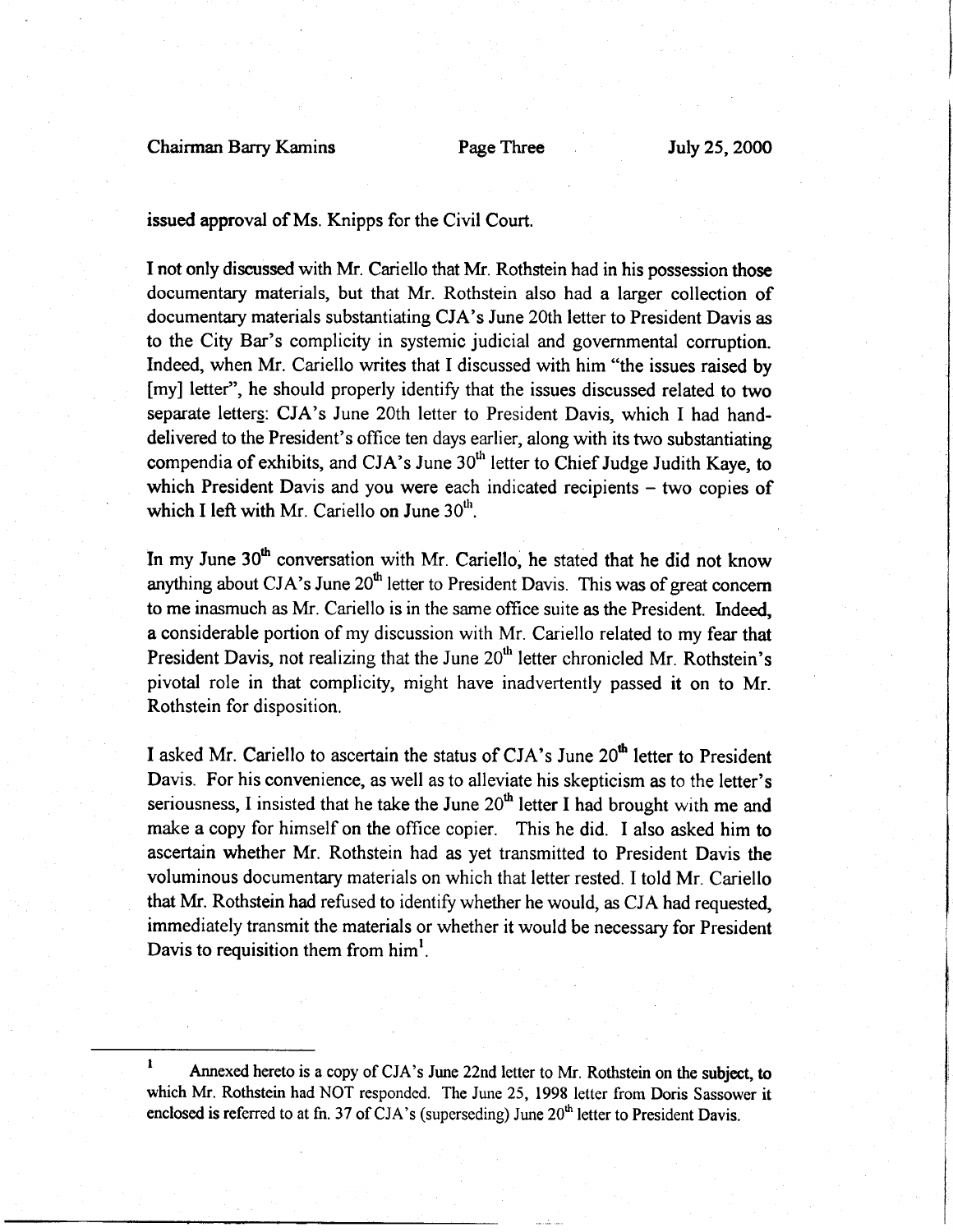issued approval of Ms. Knipps for the Civil Court.

I not only discussed with Mr. Cariello that Mr. Rothstein had in his possession those documentary materials, but that Mr. Rothstein also had a larger collection of documentary materials substantiating CJA's June 20th letter to President Davis as to the City Bar's complicity in systemic judicial and governmental corruption. Indeed, when Mr. Cariello writes that I discussed with him "the issues raised by [my] letter", he should properly identify that the issues discussed related to two separate letter<u>s</u>: CJA's June 20th letter to President Davis, which I had hand-delivered to the President's office ten days earlier, along with its two substantiating compendia of exhibits, and CJA's June 30th letter to Chief Judge Judith Kaye, to which President Davis and you were each indicated recipients – two copies of which I left with Mr. Cariello on June 30th.

In my June 30th conversation with Mr. Cariello, he stated that he did not know anything about CJA's June 20th letter to President Davis. This was of great concern to me inasmuch as Mr. Cariello is in the same office suite as the President. Indeed, a considerable portion of my discussion with Mr. Cariello related to my fear that President Davis, not realizing that the June 20th letter chronicled Mr. Rothstein's pivotal role in that complicity, might have inadvertently passed it on to Mr. Rothstein for disposition.

I asked Mr. Cariello to ascertain the status of CJA's June 20th letter to President Davis. For his convenience, as well as to alleviate his skepticism as to the letter's seriousness, I insisted that he take the June 20th letter I had brought with me and make a copy for himself on the office copier. This he did. I also asked him to ascertain whether Mr. Rothstein had as yet transmitted to President Davis the voluminous documentary materials on which that letter rested. I told Mr. Cariello that Mr. Rothstein had refused to identify whether he would, as CJA had requested, immediately transmit the materials or whether it would be necessary for President Davis to requisition them from him[1].

---

[1] Annexed hereto is a copy of CJA's June 22nd letter to Mr. Rothstein on the subject, to which Mr. Rothstein had NOT responded. The June 25, 1998 letter from Doris Sassower it enclosed is referred to at fn. 37 of CJA's (superseding) June 20th letter to President Davis.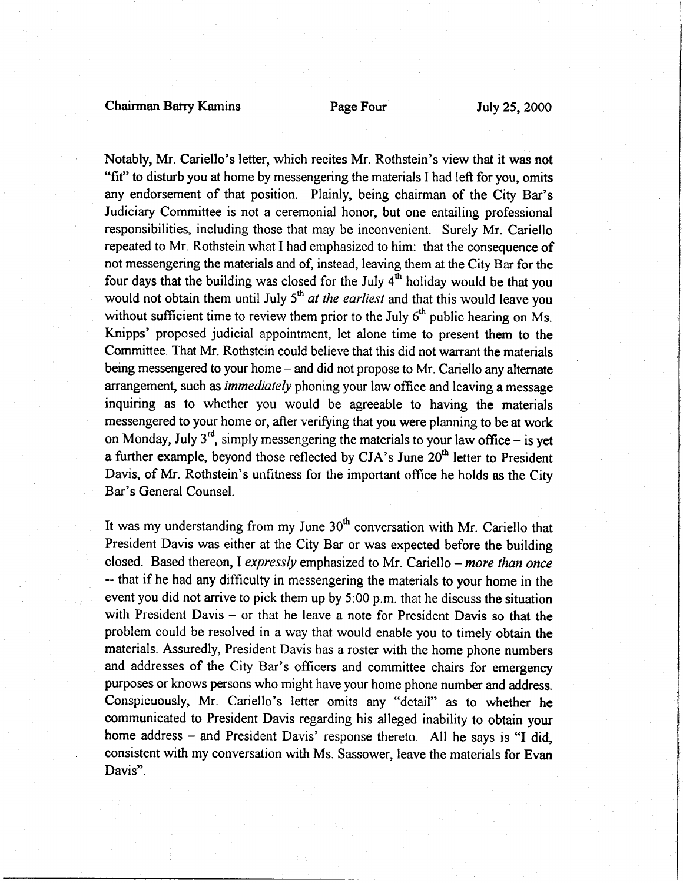Notably, Mr. Cariello's letter, which recites Mr. Rothstein's view that it was not "fit" to disturb you at home by messengering the materials I had left for you, omits any endorsement of that position. Plainly, being chairman of the City Bar's Judiciary Committee is not a ceremonial honor, but one entailing professional responsibilities, including those that may be inconvenient. Surely Mr. Cariello repeated to Mr. Rothstein what I had emphasized to him: that the consequence of not messengering the materials and of, instead, leaving them at the City Bar for the four days that the building was closed for the July 4th holiday would be that you would not obtain them until July 5th *at the earliest* and that this would leave you without sufficient time to review them prior to the July 6th public hearing on Ms. Knipps' proposed judicial appointment, let alone time to present them to the Committee. That Mr. Rothstein could believe that this did not warrant the materials being messengered to your home – and did not propose to Mr. Cariello any alternate arrangement, such as *immediately* phoning your law office and leaving a message inquiring as to whether you would be agreeable to having the materials messengered to your home or, after verifying that you were planning to be at work on Monday, July 3rd, simply messengering the materials to your law office – is yet a further example, beyond those reflected by CJA's June 20th letter to President Davis, of Mr. Rothstein's unfitness for the important office he holds as the City Bar's General Counsel.

It was my understanding from my June 30th conversation with Mr. Cariello that President Davis was either at the City Bar or was expected before the building closed. Based thereon, I *expressly* emphasized to Mr. Cariello – *more than once* -- that if he had any difficulty in messengering the materials to your home in the event you did not arrive to pick them up by 5:00 p.m. that he discuss the situation with President Davis – or that he leave a note for President Davis so that the problem could be resolved in a way that would enable you to timely obtain the materials. Assuredly, President Davis has a roster with the home phone numbers and addresses of the City Bar's officers and committee chairs for emergency purposes or knows persons who might have your home phone number and address. Conspicuously, Mr. Cariello's letter omits any "detail" as to whether he communicated to President Davis regarding his alleged inability to obtain your home address – and President Davis' response thereto. All he says is "I did, consistent with my conversation with Ms. Sassower, leave the materials for Evan Davis".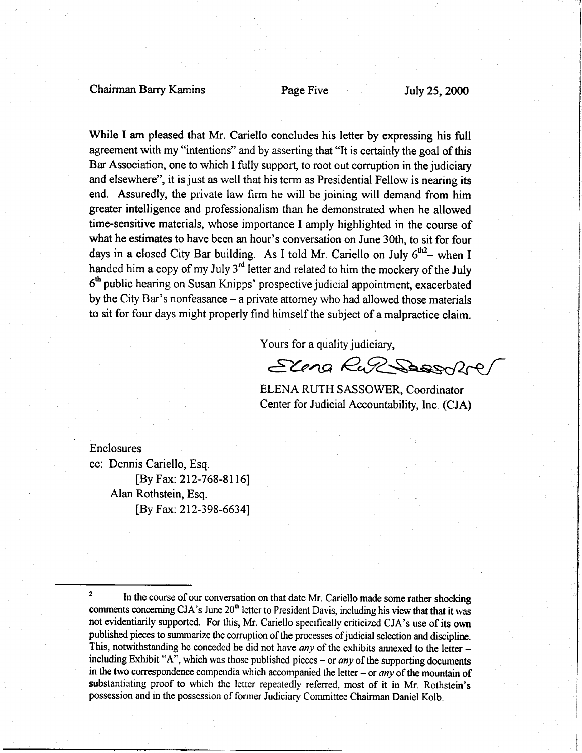While I am pleased that Mr. Cariello concludes his letter by expressing his full agreement with my "intentions" and by asserting that "It is certainly the goal of this Bar Association, one to which I fully support, to root out corruption in the judiciary and elsewhere", it is just as well that his term as Presidential Fellow is nearing its end. Assuredly, the private law firm he will be joining will demand from him greater intelligence and professionalism than he demonstrated when he allowed time-sensitive materials, whose importance I amply highlighted in the course of what he estimates to have been an hour's conversation on June 30th, to sit for four days in a closed City Bar building. As I told Mr. Cariello on July 6th[2] – when I handed him a copy of my July 3rd letter and related to him the mockery of the July 6th public hearing on Susan Knipps' prospective judicial appointment, exacerbated by the City Bar's nonfeasance – a private attorney who had allowed those materials to sit for four days might properly find himself the subject of a malpractice claim.

Yours for a quality judiciary,

ELENA RUTH SASSOWER, Coordinator
Center for Judicial Accountability, Inc. (CJA)

Enclosures
cc: Dennis Cariello, Esq.
[By Fax: 212-768-8116]
Alan Rothstein, Esq.
[By Fax: 212-398-6634]

---

[2] In the course of our conversation on that date Mr. Cariello made some rather shocking comments concerning CJA's June 20th letter to President Davis, including his view that that it was not evidentiarily supported. For this, Mr. Cariello specifically criticized CJA's use of its own published pieces to summarize the corruption of the processes of judicial selection and discipline. This, notwithstanding he conceded he did not have *any* of the exhibits annexed to the letter – including Exhibit "A", which was those published pieces – or *any* of the supporting documents in the two correspondence compendia which accompanied the letter – or *any* of the mountain of substantiating proof to which the letter repeatedly referred, most of it in Mr. Rothstein's possession and in the possession of former Judiciary Committee Chairman Daniel Kolb.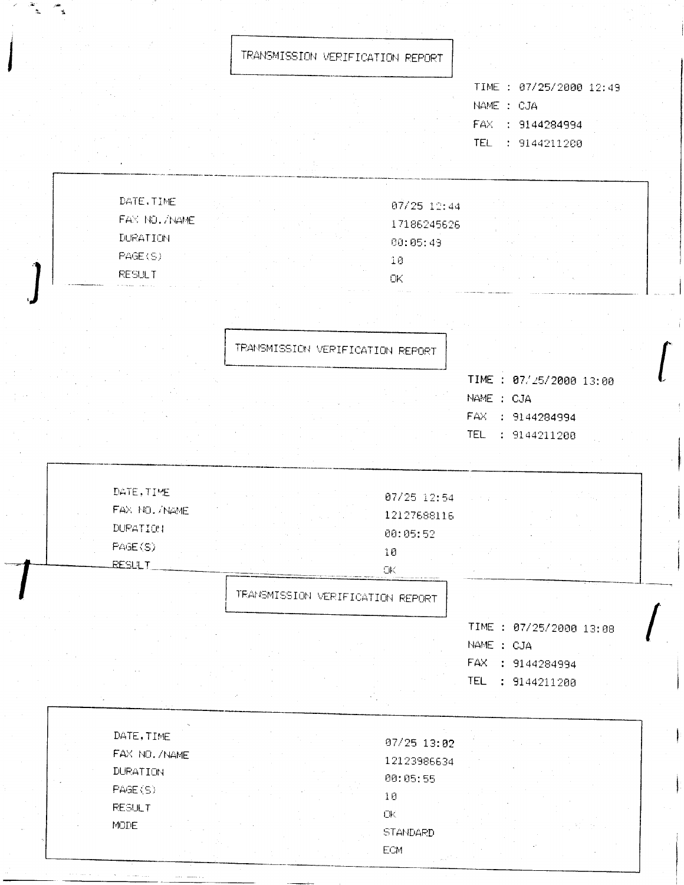TRANSMISSION VERIFICATION REPORT

TIME : 07/25/2000 12:49
NAME : CJA
FAX : 9144284994
TEL : 9144211200

| | |
|---|---|
| DATE,TIME | 07/25 12:44 |
| FAX NO./NAME | 17186245626 |
| DURATION | 00:05:49 |
| PAGE(S) | 10 |
| RESULT | OK |

TRANSMISSION VERIFICATION REPORT

TIME : 07/25/2000 13:00
NAME : CJA
FAX : 9144284994
TEL : 9144211200

| | |
|---|---|
| DATE,TIME | 07/25 12:54 |
| FAX NO./NAME | 12127688116 |
| DURATION | 00:05:52 |
| PAGE(S) | 10 |
| RESULT | OK |

TRANSMISSION VERIFICATION REPORT

TIME : 07/25/2000 13:08
NAME : CJA
FAX : 9144284994
TEL : 9144211200

| | |
|---|---|
| DATE,TIME | 07/25 13:02 |
| FAX NO./NAME | 12123986634 |
| DURATION | 00:05:55 |
| PAGE(S) | 10 |
| RESULT | OK |
| MODE | STANDARD |
| | ECM |